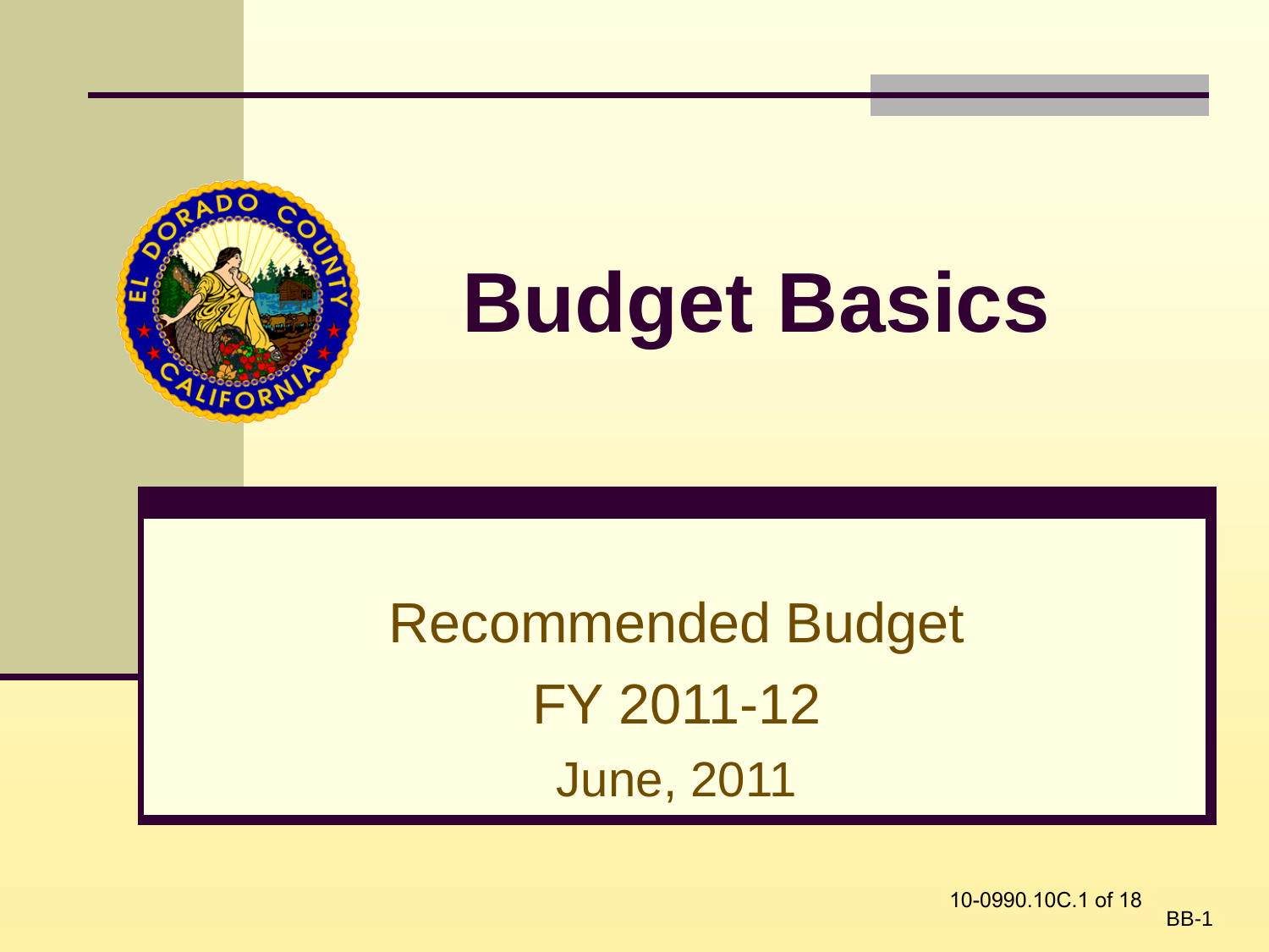# Budget Basics

Recommended Budget

FY 2011-12

June, 2011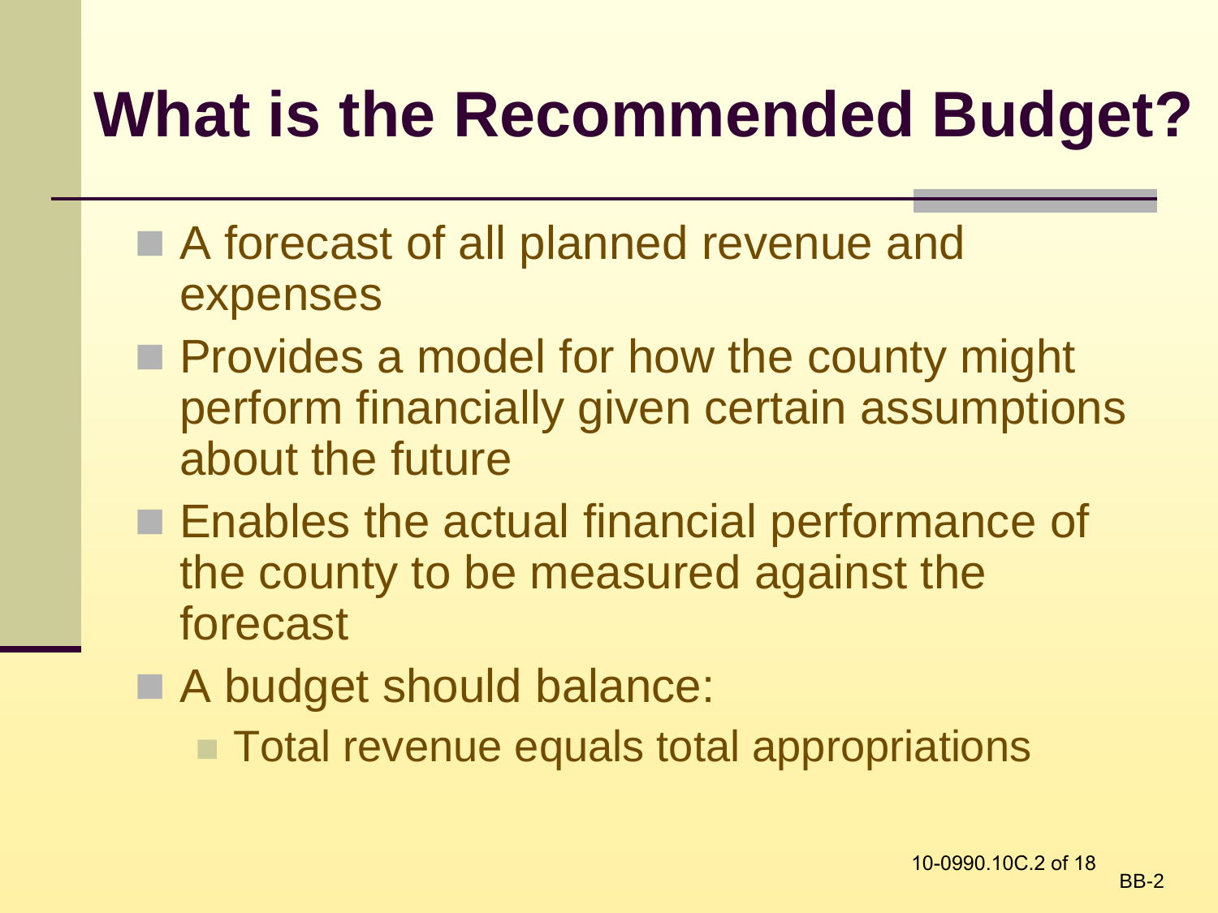# What is the Recommended Budget?

- A forecast of all planned revenue and expenses
- Provides a model for how the county might perform financially given certain assumptions about the future
- Enables the actual financial performance of the county to be measured against the forecast
- A budget should balance:
  - Total revenue equals total appropriations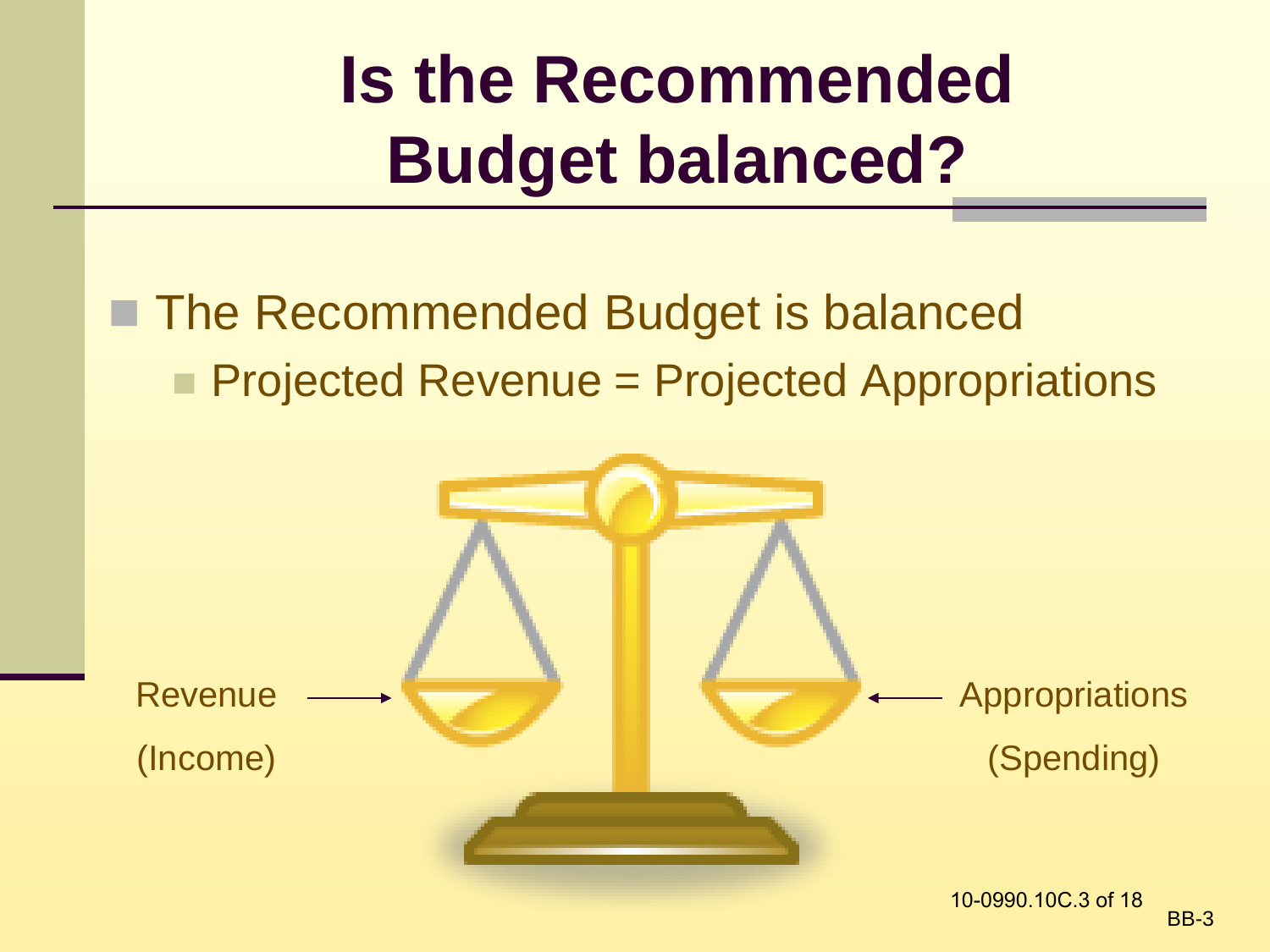# Is the Recommended Budget balanced?

- The Recommended Budget is balanced
  - Projected Revenue = Projected Appropriations

Revenue (Income) → ← Appropriations (Spending)

BB-3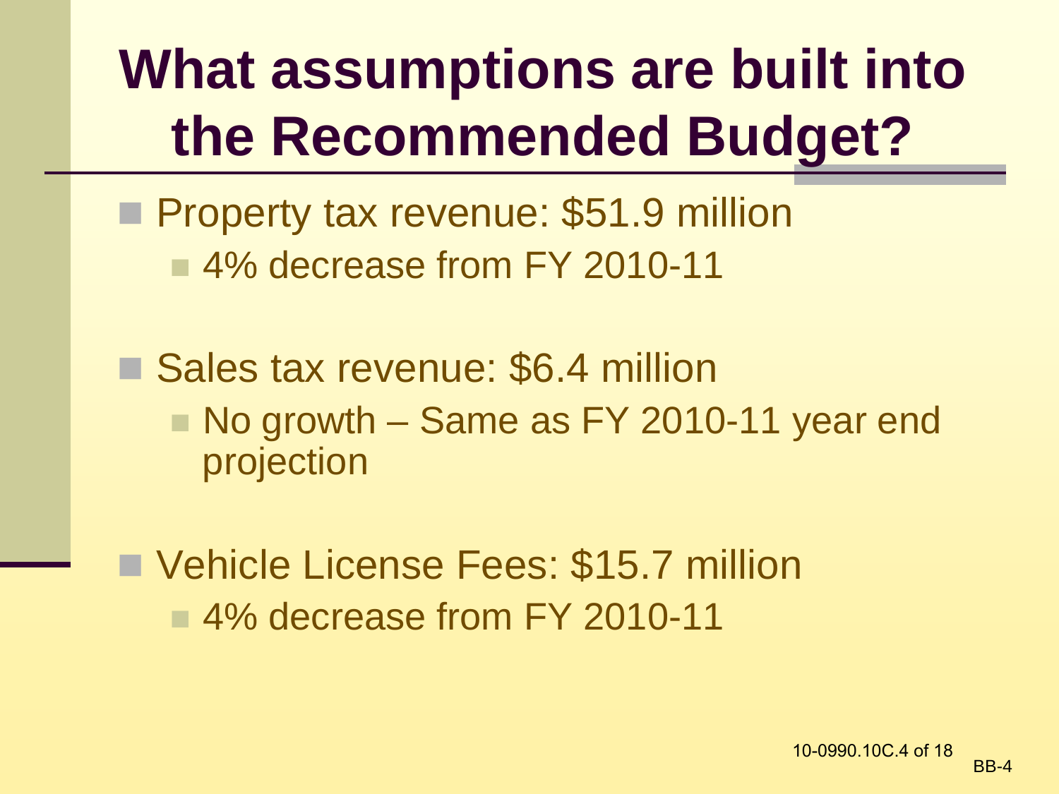# What assumptions are built into the Recommended Budget?

- Property tax revenue: $51.9 million
  - 4% decrease from FY 2010-11
- Sales tax revenue: $6.4 million
  - No growth – Same as FY 2010-11 year end projection
- Vehicle License Fees: $15.7 million
  - 4% decrease from FY 2010-11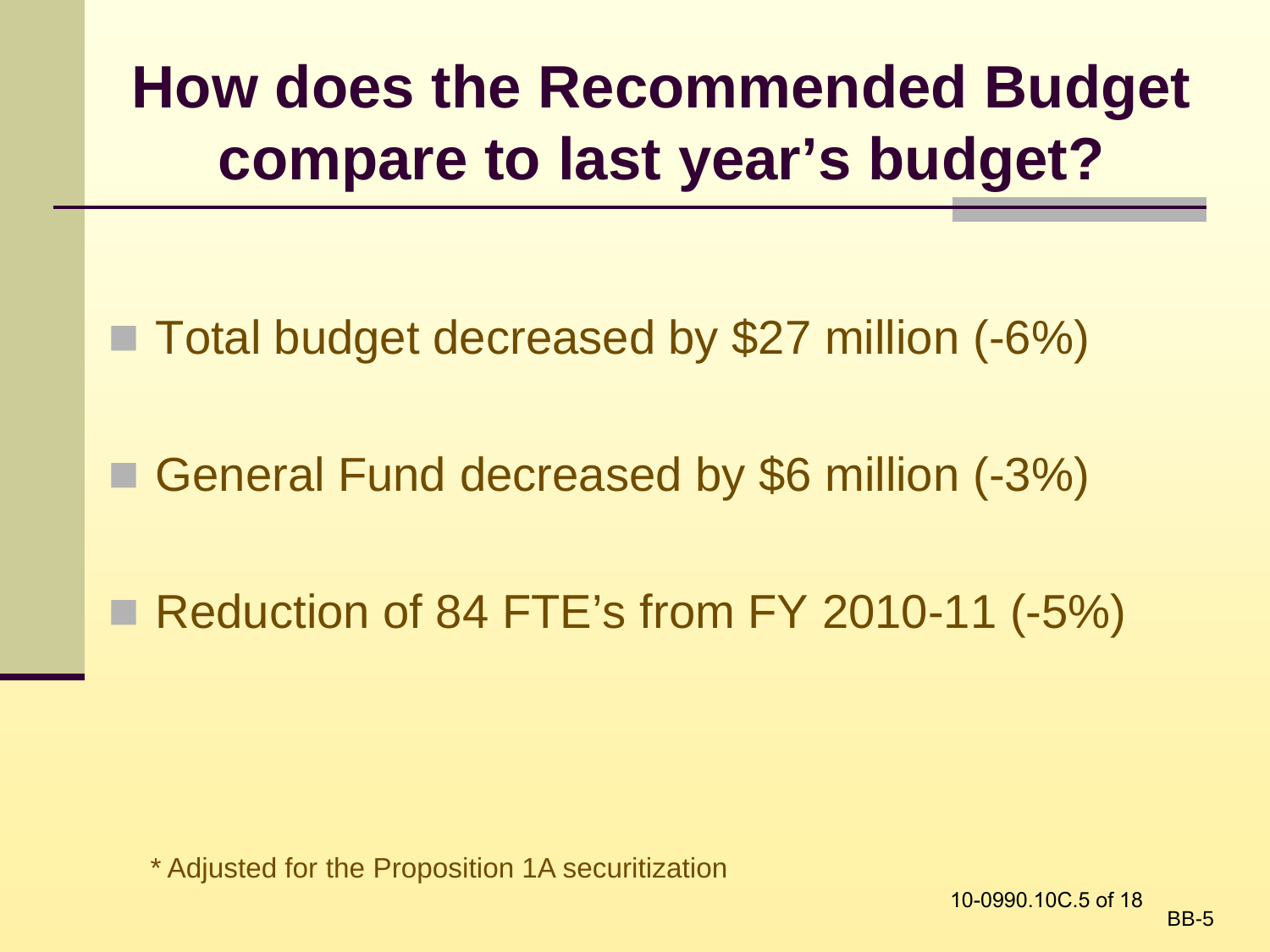# How does the Recommended Budget compare to last year's budget?

- Total budget decreased by $27 million (-6%)
- General Fund decreased by $6 million (-3%)
- Reduction of 84 FTE's from FY 2010-11 (-5%)

* Adjusted for the Proposition 1A securitization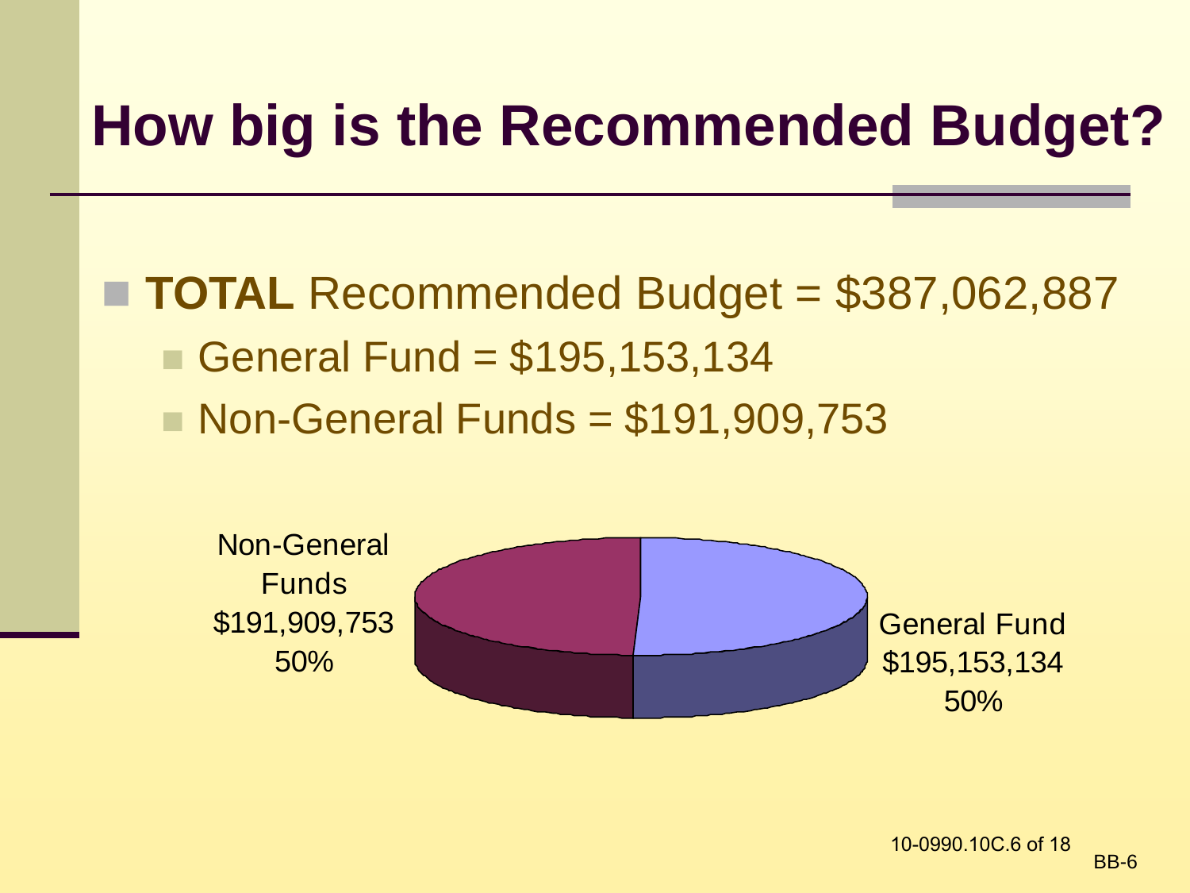# How big is the Recommended Budget?

- **TOTAL** Recommended Budget = $387,062,887
  - General Fund = $195,153,134
  - Non-General Funds = $191,909,753

Non-General Funds
$191,909,753
50%

General Fund
$195,153,134
50%

10-0990.10C.6 of 18

BB-6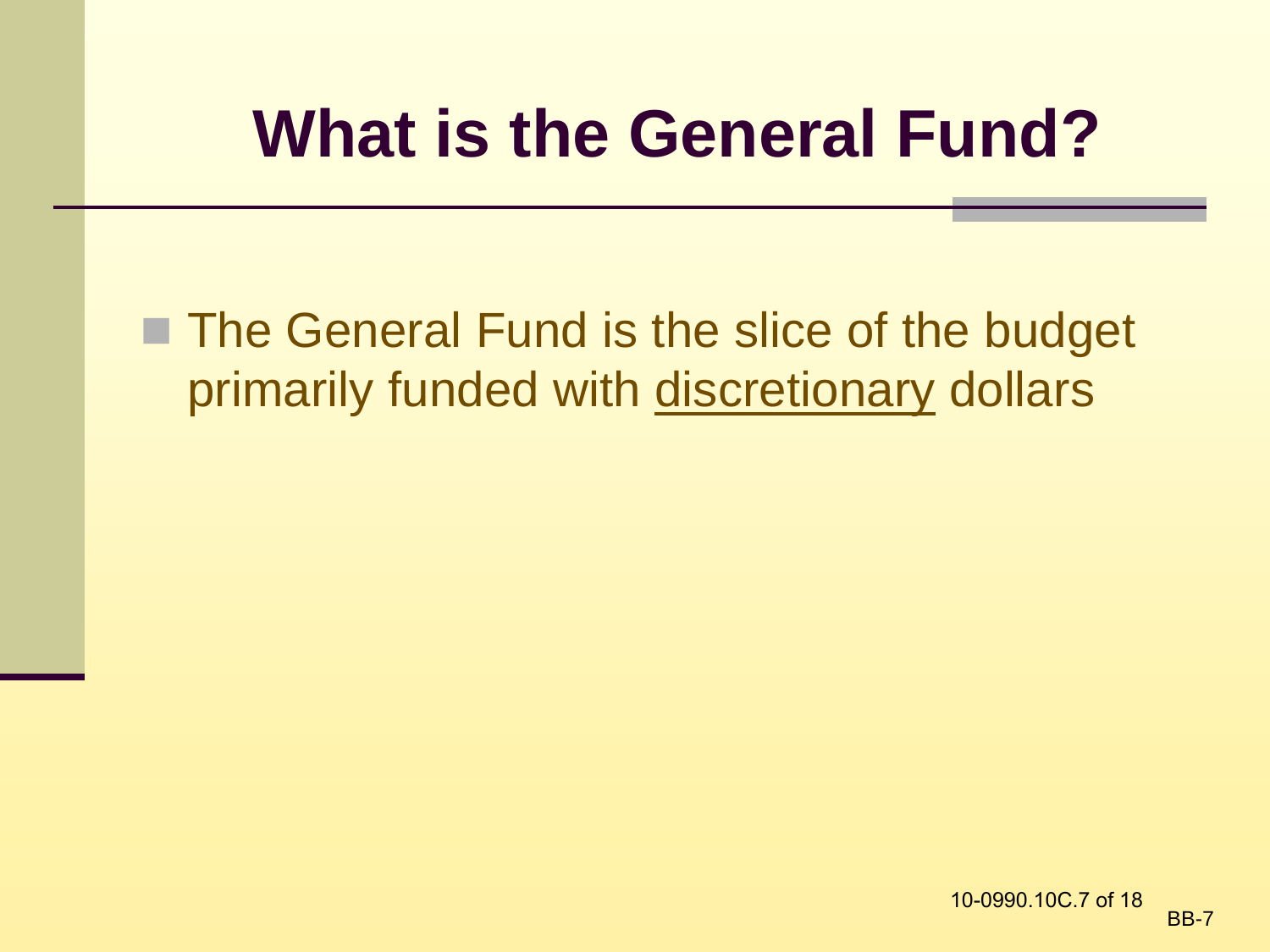# What is the General Fund?

- The General Fund is the slice of the budget primarily funded with <u>discretionary</u> dollars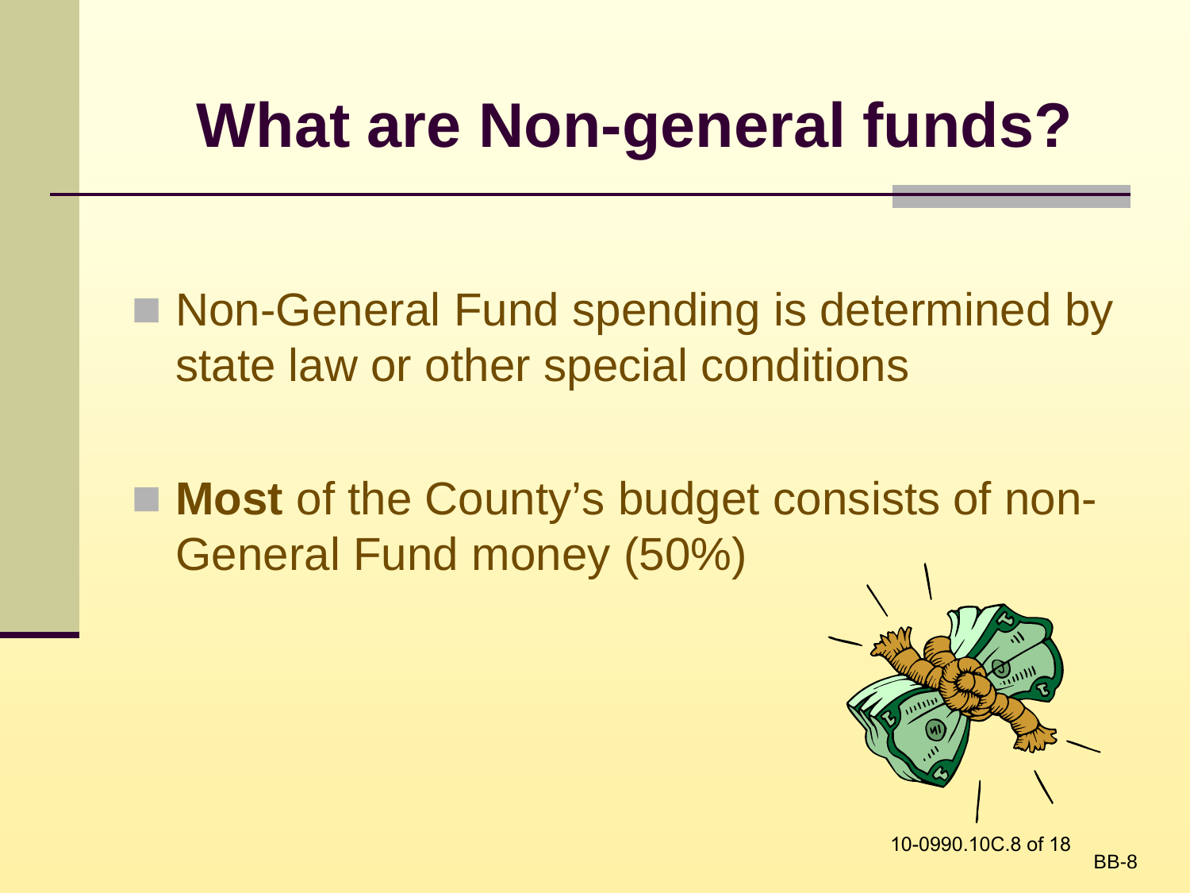# What are Non-general funds?

- Non-General Fund spending is determined by state law or other special conditions
- **Most** of the County's budget consists of non-General Fund money (50%)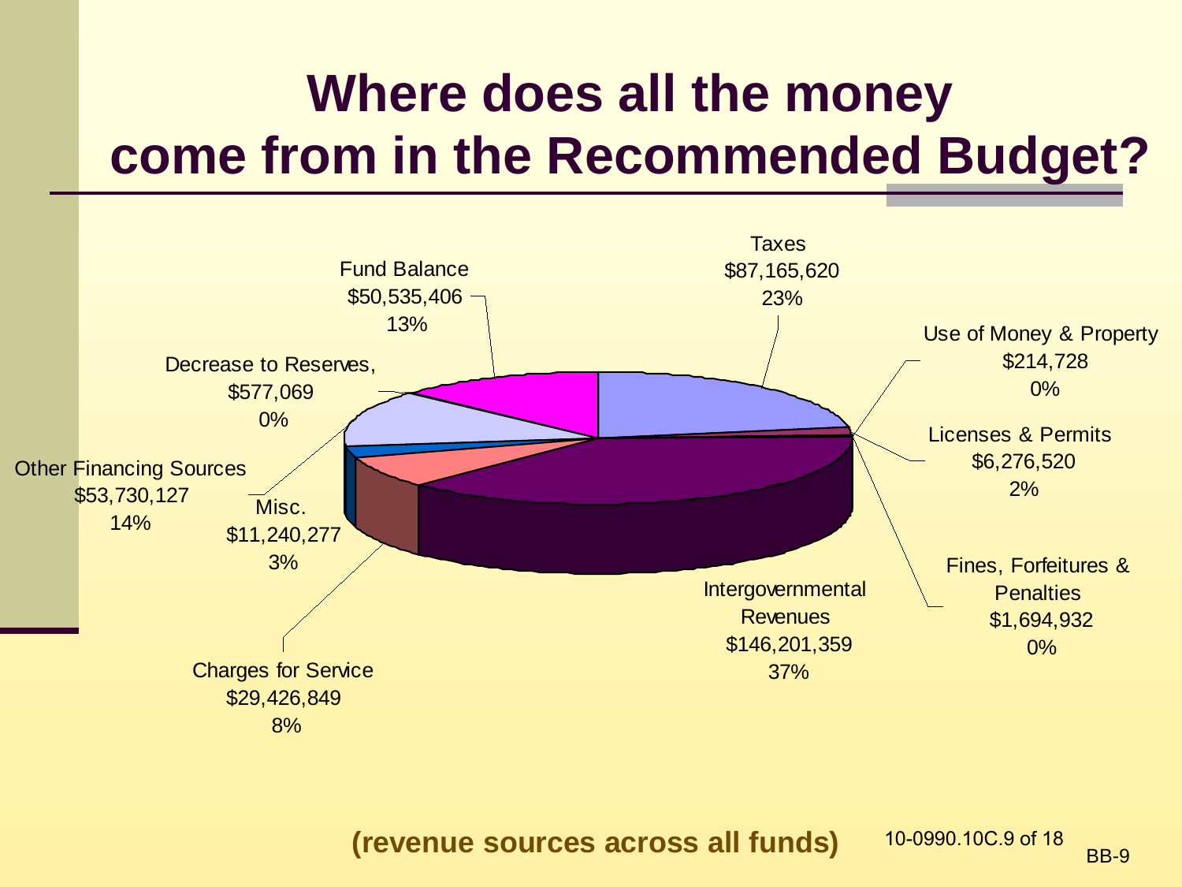# Where does all the money come from in the Recommended Budget?

| Revenue Source | Amount | Percent |
| --- | --- | --- |
| Taxes | $87,165,620 | 23% |
| Use of Money & Property | $214,728 | 0% |
| Licenses & Permits | $6,276,520 | 2% |
| Fines, Forfeitures & Penalties | $1,694,932 | 0% |
| Intergovernmental Revenues | $146,201,359 | 37% |
| Charges for Service | $29,426,849 | 8% |
| Misc. | $11,240,277 | 3% |
| Other Financing Sources | $53,730,127 | 14% |
| Decrease to Reserves, | $577,069 | 0% |
| Fund Balance | $50,535,406 | 13% |

**(revenue sources across all funds)**

10-0990.10C.9 of 18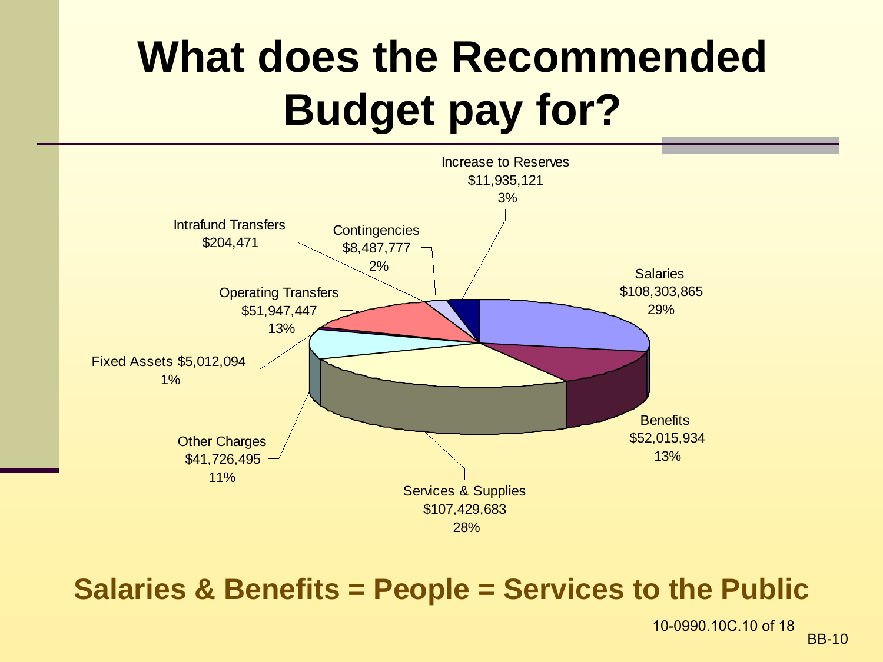# What does the Recommended Budget pay for?

- Increase to Reserves $11,935,121 3%
- Contingencies $8,487,777 2%
- Intrafund Transfers $204,471
- Salaries $108,303,865 29%
- Operating Transfers $51,947,447 13%
- Fixed Assets $5,012,094 1%
- Benefits $52,015,934 13%
- Other Charges $41,726,495 11%
- Services & Supplies $107,429,683 28%

**Salaries & Benefits = People = Services to the Public**

10-0990.10C.10 of 18

BB-10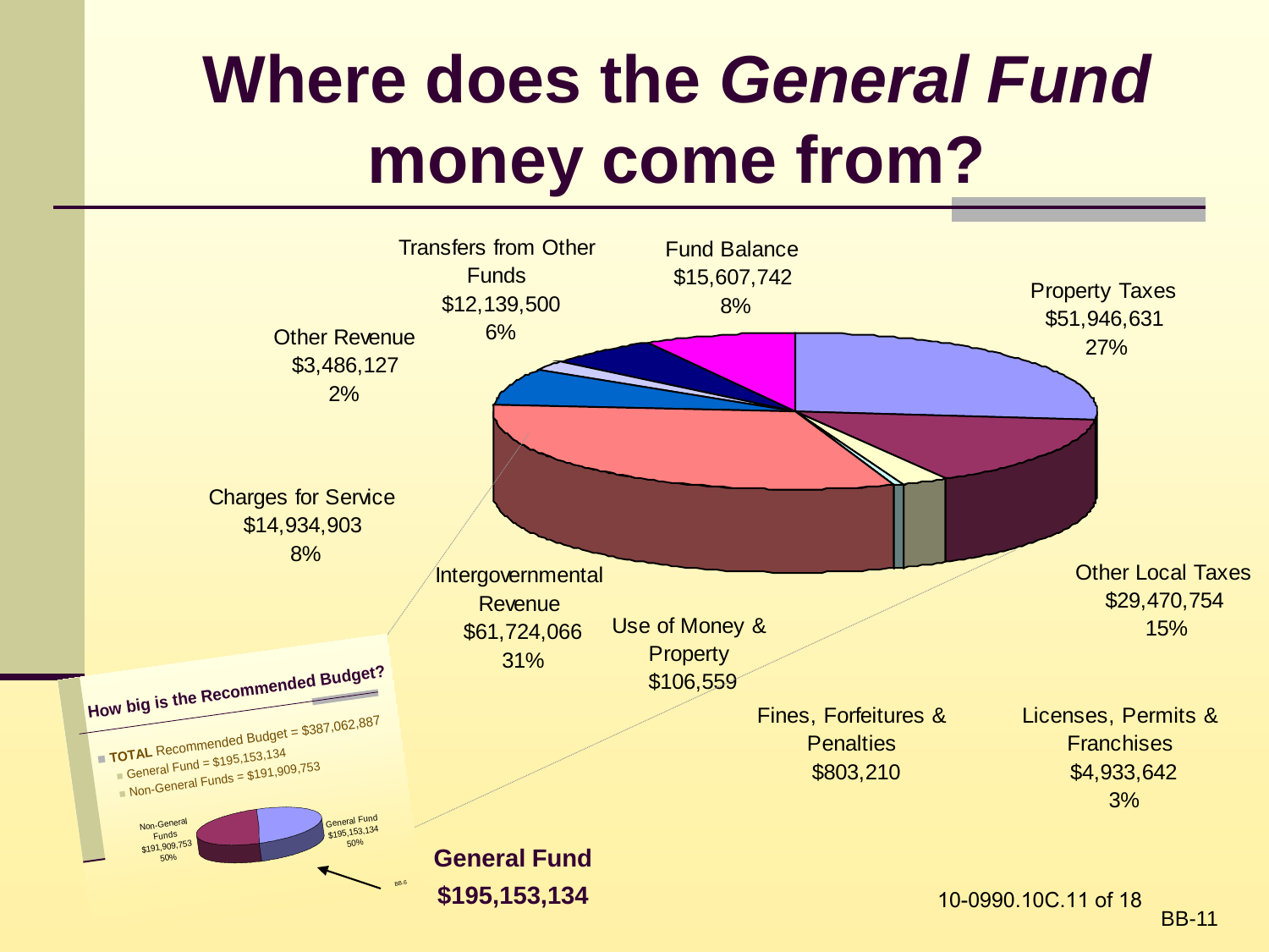# Where does the *General Fund* money come from?

Transfers from Other Funds
$12,139,500
6%

Fund Balance
$15,607,742
8%

Property Taxes
$51,946,631
27%

Other Revenue
$3,486,127
2%

Charges for Service
$14,934,903
8%

Intergovernmental Revenue
$61,724,066
31%

Use of Money & Property
$106,559

Other Local Taxes
$29,470,754
15%

Fines, Forfeitures & Penalties
$803,210

Licenses, Permits & Franchises
$4,933,642
3%

**How big is the Recommended Budget?**

- **TOTAL** Recommended Budget = $387,062,887
  - General Fund = $195,153,134
  - Non-General Funds = $191,909,753

Non-General Funds
$191,909,753
50%

General Fund
$195,153,134
50%

BB-6

**General Fund**
**$195,153,134**

10-0990.10C.11 of 18

BB-11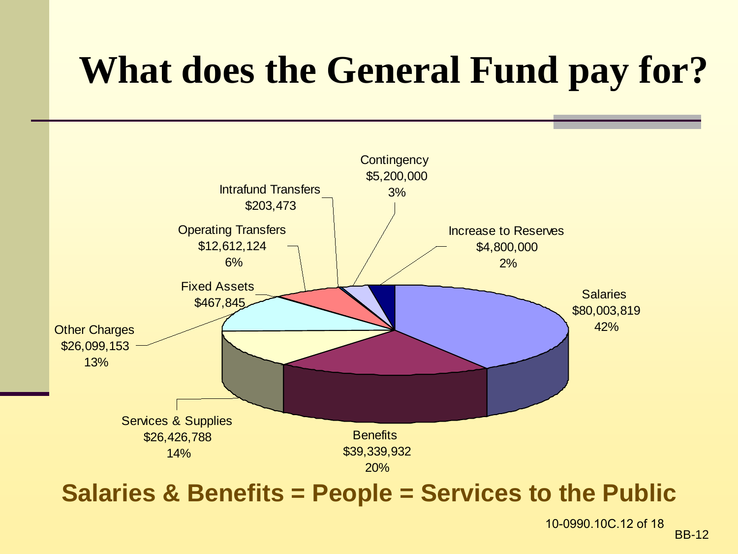# What does the General Fund pay for?

| Category | Amount | Percent |
|---|---|---|
| Salaries | $80,003,819 | 42% |
| Benefits | $39,339,932 | 20% |
| Services & Supplies | $26,426,788 | 14% |
| Other Charges | $26,099,153 | 13% |
| Fixed Assets | $467,845 | |
| Operating Transfers | $12,612,124 | 6% |
| Intrafund Transfers | $203,473 | |
| Contingency | $5,200,000 | 3% |
| Increase to Reserves | $4,800,000 | 2% |

**Salaries & Benefits = People = Services to the Public**

10-0990.10C.12 of 18

BB-12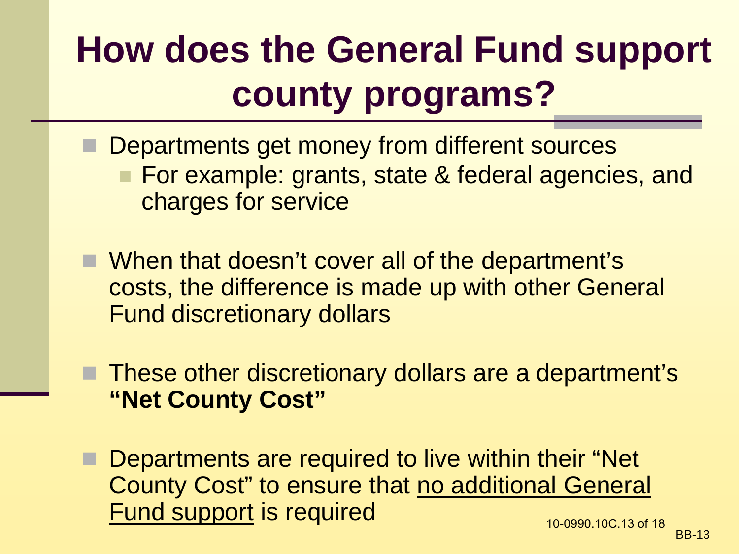# How does the General Fund support county programs?

- Departments get money from different sources
  - For example: grants, state & federal agencies, and charges for service
- When that doesn't cover all of the department's costs, the difference is made up with other General Fund discretionary dollars
- These other discretionary dollars are a department's **"Net County Cost"**
- Departments are required to live within their "Net County Cost" to ensure that <u>no additional General Fund support</u> is required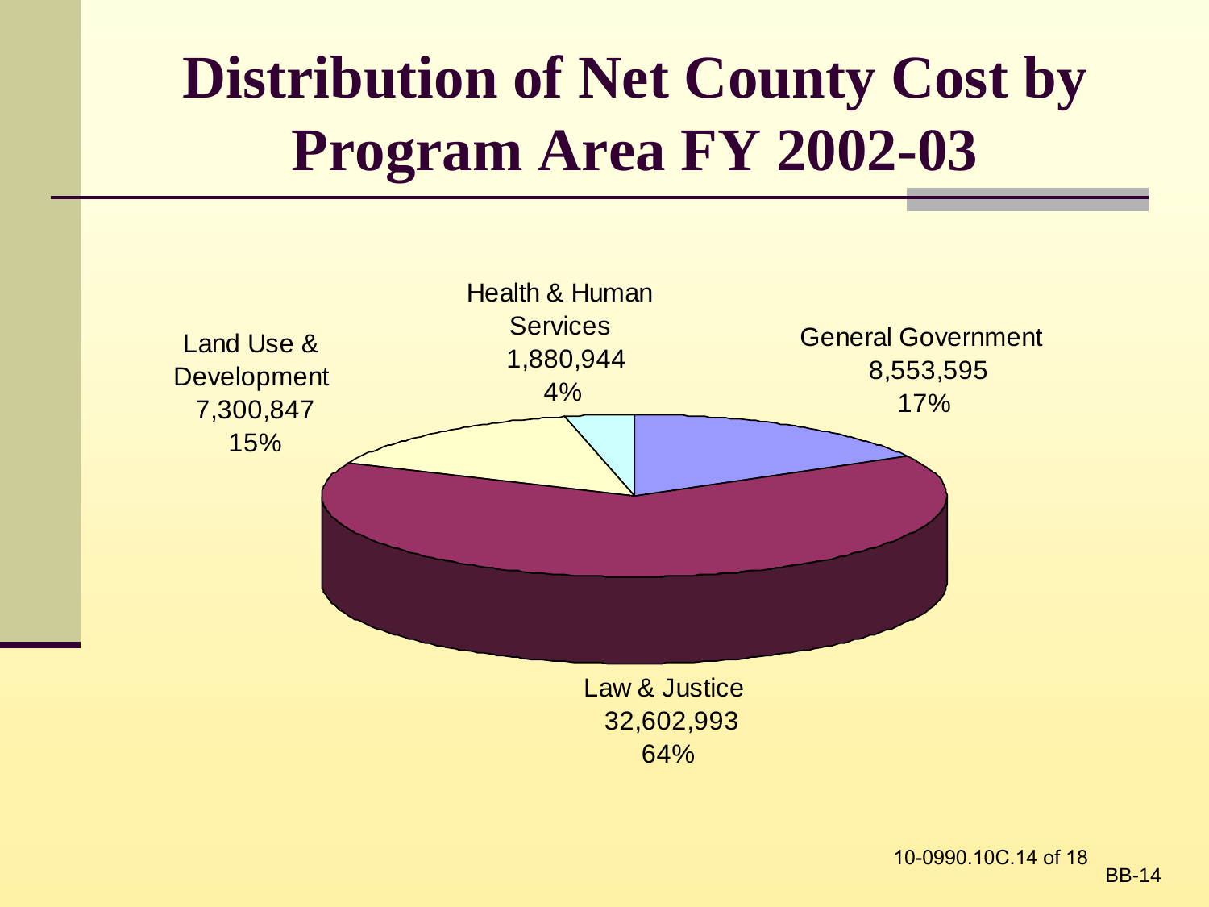# Distribution of Net County Cost by Program Area FY 2002-03

Health & Human Services
1,880,944
4%

General Government
8,553,595
17%

Land Use & Development
7,300,847
15%

Law & Justice
32,602,993
64%

BB-14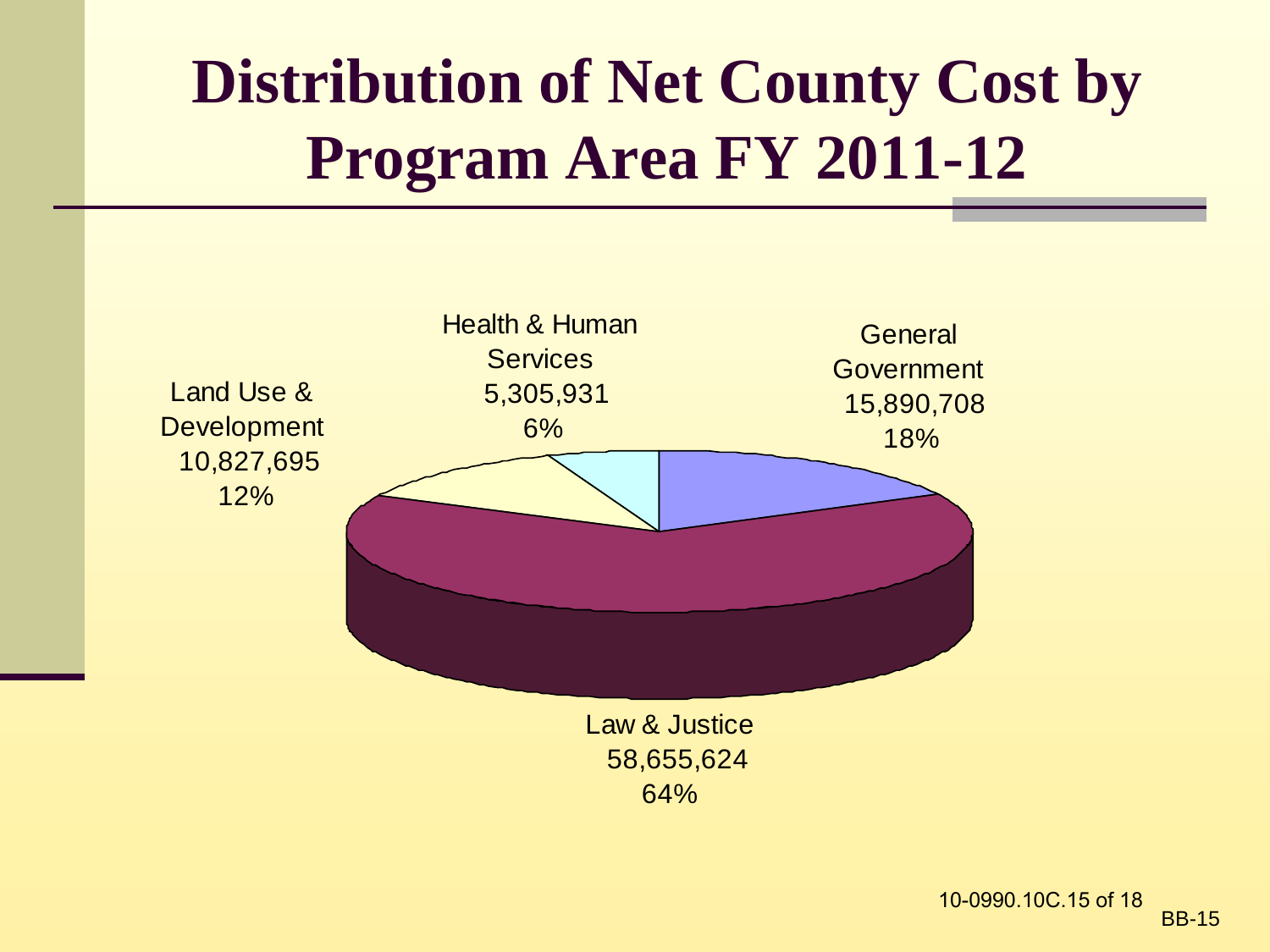# Distribution of Net County Cost by Program Area FY 2011-12

Health & Human Services
5,305,931
6%

General Government
15,890,708
18%

Land Use & Development
10,827,695
12%

Law & Justice
58,655,624
64%

10-0990.10C.15 of 18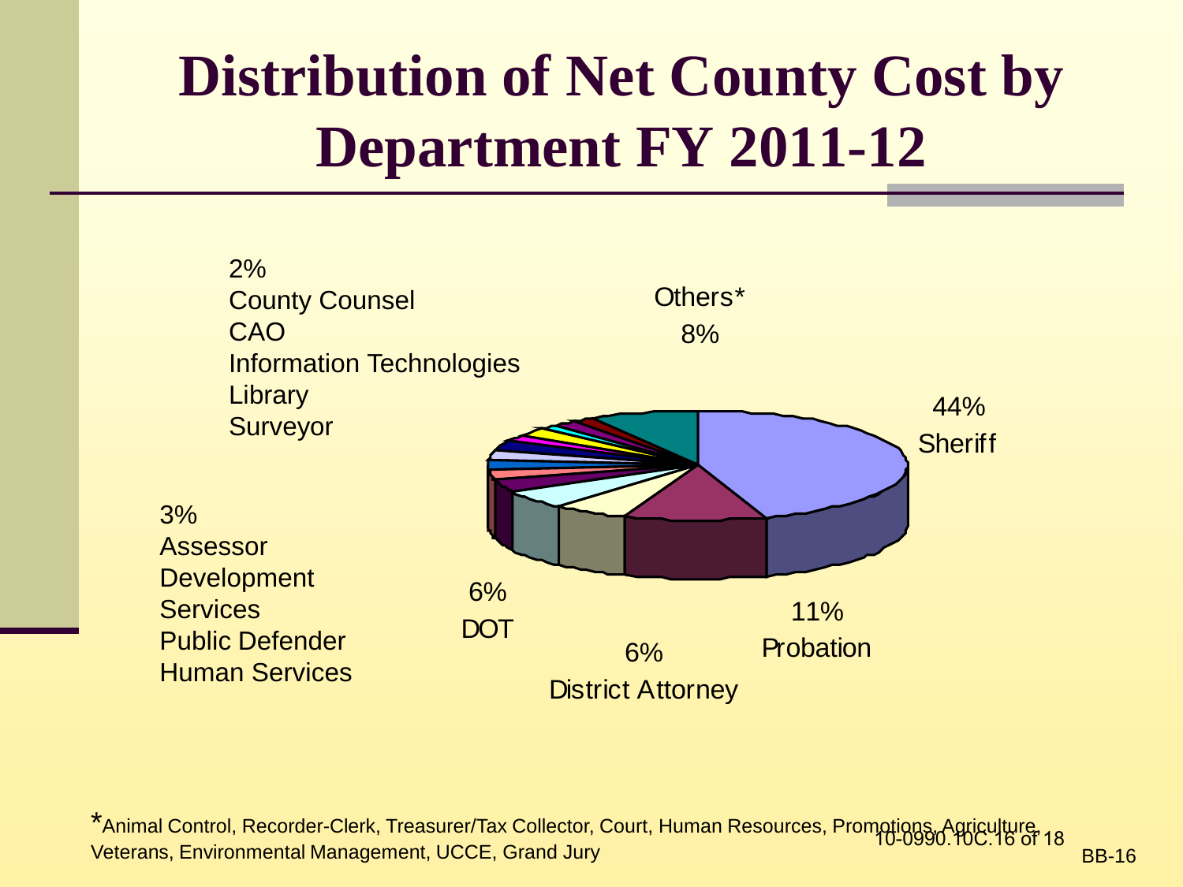# Distribution of Net County Cost by Department FY 2011-12

2%
County Counsel
CAO
Information Technologies
Library
Surveyor

Others*
8%

44%
Sheriff

3%
Assessor
Development Services
Public Defender
Human Services

6%
DOT

6%
District Attorney

11%
Probation

*Animal Control, Recorder-Clerk, Treasurer/Tax Collector, Court, Human Resources, Promotions, Agriculture, Veterans, Environmental Management, UCCE, Grand Jury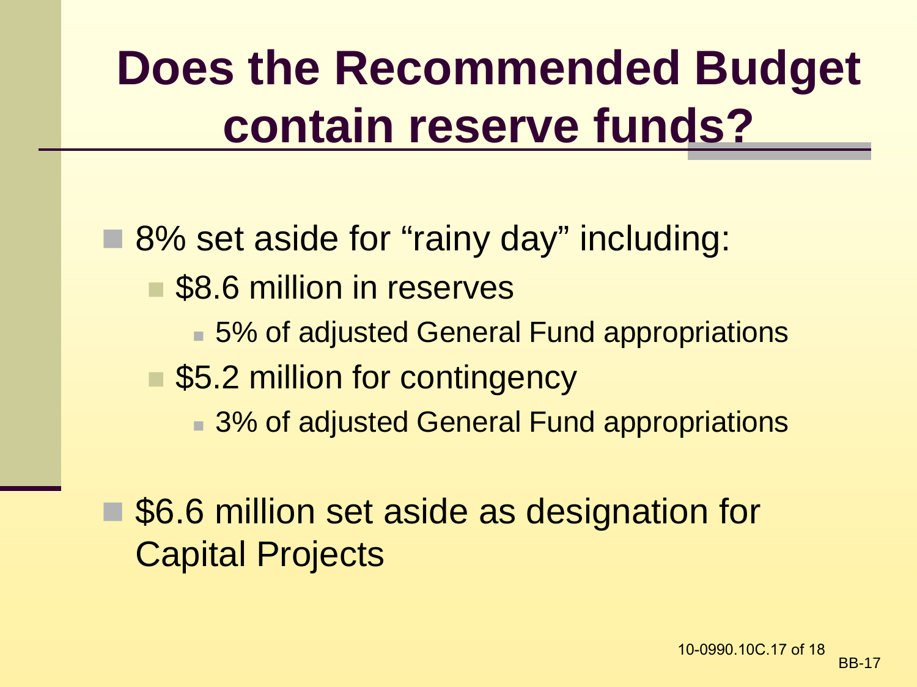# Does the Recommended Budget contain reserve funds?

- 8% set aside for "rainy day" including:
  - $8.6 million in reserves
    - 5% of adjusted General Fund appropriations
  - $5.2 million for contingency
    - 3% of adjusted General Fund appropriations

- $6.6 million set aside as designation for Capital Projects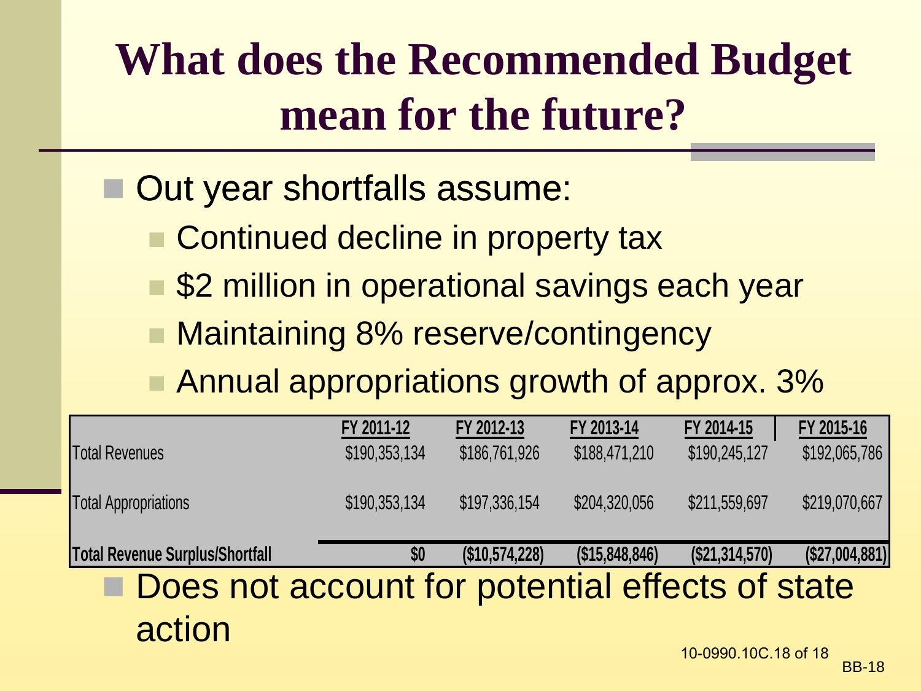# What does the Recommended Budget mean for the future?

- Out year shortfalls assume:
  - Continued decline in property tax
  - $2 million in operational savings each year
  - Maintaining 8% reserve/contingency
  - Annual appropriations growth of approx. 3%

| | FY 2011-12 | FY 2012-13 | FY 2013-14 | FY 2014-15 | FY 2015-16 |
|---|---|---|---|---|---|
| Total Revenues | $190,353,134 | $186,761,926 | $188,471,210 | $190,245,127 | $192,065,786 |
| Total Appropriations | $190,353,134 | $197,336,154 | $204,320,056 | $211,559,697 | $219,070,667 |
| **Total Revenue Surplus/Shortfall** | **$0** | **($10,574,228)** | **($15,848,846)** | **($21,314,570)** | **($27,004,881)** |

- Does not account for potential effects of state action

10-0990.10C.18 of 18

BB-18